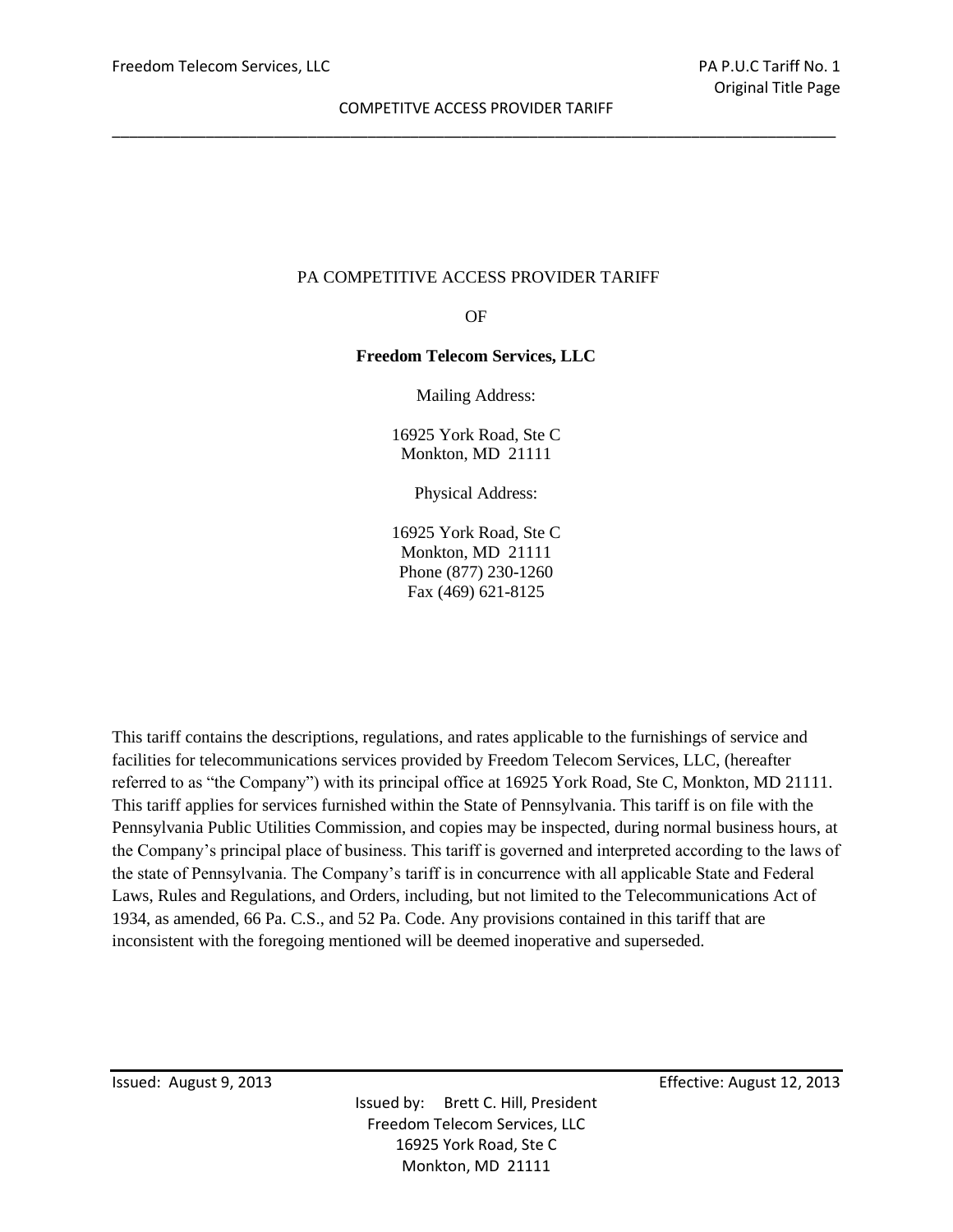# PA COMPETITIVE ACCESS PROVIDER TARIFF

OF

**Freedom Telecom Services, LLC**

Mailing Address:

16925 York Road, Ste C
Monkton, MD 21111

Physical Address:

16925 York Road, Ste C
Monkton, MD 21111
Phone (877) 230-1260
Fax (469) 621-8125

This tariff contains the descriptions, regulations, and rates applicable to the furnishings of service and facilities for telecommunications services provided by Freedom Telecom Services, LLC, (hereafter referred to as "the Company") with its principal office at 16925 York Road, Ste C, Monkton, MD 21111. This tariff applies for services furnished within the State of Pennsylvania. This tariff is on file with the Pennsylvania Public Utilities Commission, and copies may be inspected, during normal business hours, at the Company's principal place of business. This tariff is governed and interpreted according to the laws of the state of Pennsylvania. The Company's tariff is in concurrence with all applicable State and Federal Laws, Rules and Regulations, and Orders, including, but not limited to the Telecommunications Act of 1934, as amended, 66 Pa. C.S., and 52 Pa. Code. Any provisions contained in this tariff that are inconsistent with the foregoing mentioned will be deemed inoperative and superseded.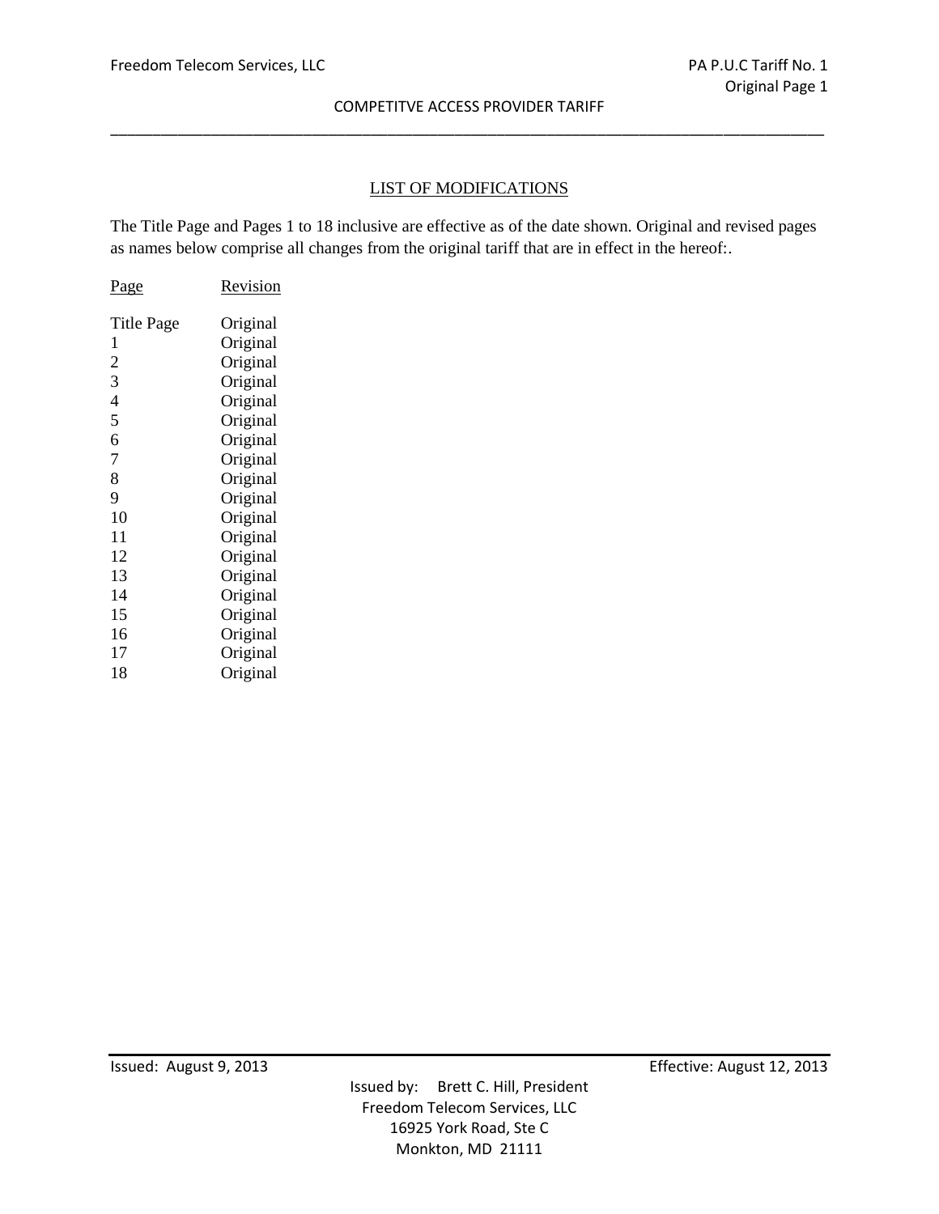## LIST OF MODIFICATIONS

The Title Page and Pages 1 to 18 inclusive are effective as of the date shown. Original and revised pages as names below comprise all changes from the original tariff that are in effect in the hereof:.

| Page | Revision |
|---|---|
| Title Page | Original |
| 1 | Original |
| 2 | Original |
| 3 | Original |
| 4 | Original |
| 5 | Original |
| 6 | Original |
| 7 | Original |
| 8 | Original |
| 9 | Original |
| 10 | Original |
| 11 | Original |
| 12 | Original |
| 13 | Original |
| 14 | Original |
| 15 | Original |
| 16 | Original |
| 17 | Original |
| 18 | Original |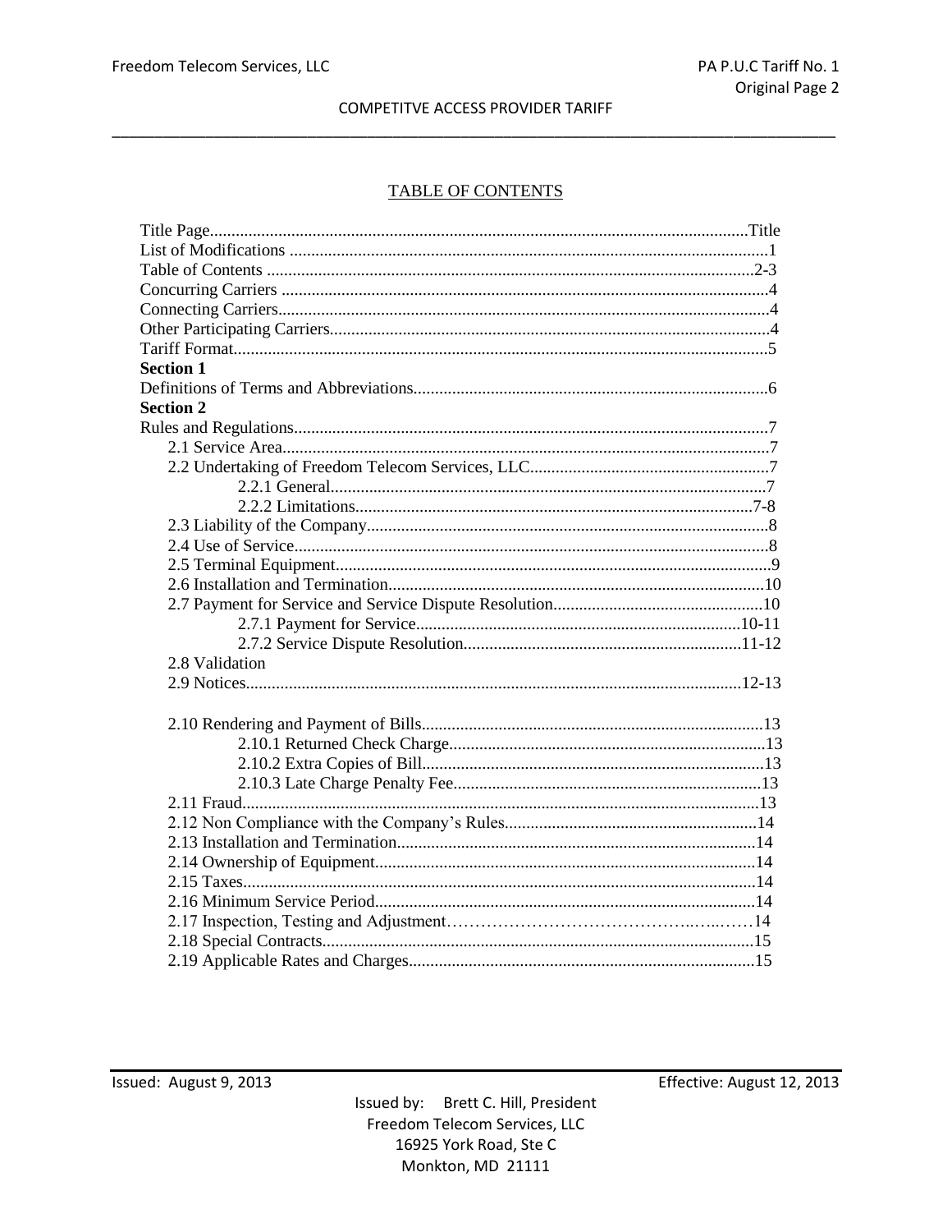## TABLE OF CONTENTS

Title Page....................................................................................................................Title
List of Modifications ...............................................................................................1
Table of Contents ..................................................................................................2-3
Concurring Carriers .................................................................................................4
Connecting Carriers..................................................................................................4
Other Participating Carriers......................................................................................4
Tariff Format.............................................................................................................5

**Section 1**

Definitions of Terms and Abbreviations..................................................................6

**Section 2**

Rules and Regulations..............................................................................................7

- 2.1 Service Area.................................................................................................7
- 2.2 Undertaking of Freedom Telecom Services, LLC........................................7
  - 2.2.1 General......................................................................................7
  - 2.2.2 Limitations...............................................................................7-8
- 2.3 Liability of the Company..............................................................................8
- 2.4 Use of Service...............................................................................................8
- 2.5 Terminal Equipment.....................................................................................9
- 2.6 Installation and Termination.......................................................................10
- 2.7 Payment for Service and Service Dispute Resolution.................................10
  - 2.7.1 Payment for Service.............................................................10-11
  - 2.7.2 Service Dispute Resolution...................................................11-12
- 2.8 Validation
- 2.9 Notices...................................................................................................12-13
- 2.10 Rendering and Payment of Bills...............................................................13
  - 2.10.1 Returned Check Charge..........................................................13
  - 2.10.2 Extra Copies of Bill................................................................13
  - 2.10.3 Late Charge Penalty Fee........................................................13
- 2.11 Fraud........................................................................................................13
- 2.12 Non Compliance with the Company's Rules............................................14
- 2.13 Installation and Termination....................................................................14
- 2.14 Ownership of Equipment.........................................................................14
- 2.15 Taxes........................................................................................................14
- 2.16 Minimum Service Period..........................................................................14
- 2.17 Inspection, Testing and Adjustment.........................................................14
- 2.18 Special Contracts.....................................................................................15
- 2.19 Applicable Rates and Charges..................................................................15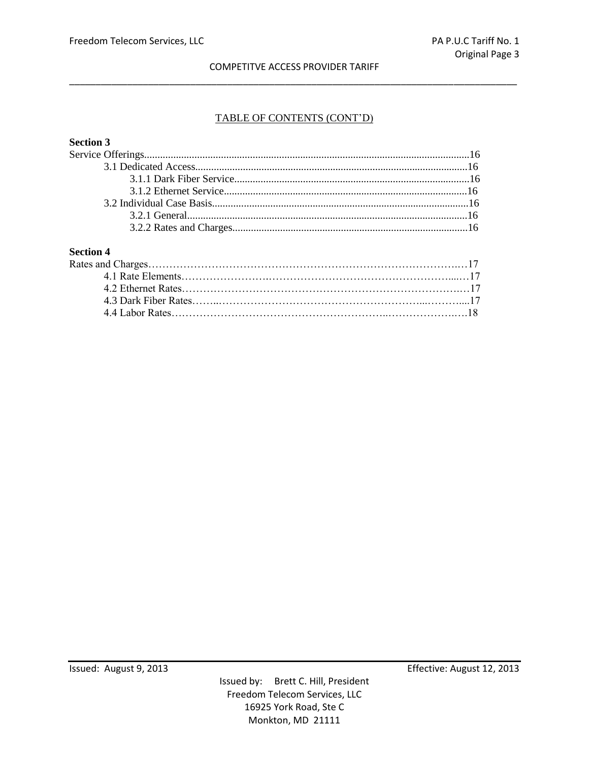TABLE OF CONTENTS (CONT'D)

**Section 3**

Service Offerings..........16
- 3.1 Dedicated Access..........16
  - 3.1.1 Dark Fiber Service..........16
  - 3.1.2 Ethernet Service..........16
- 3.2 Individual Case Basis..........16
  - 3.2.1 General..........16
  - 3.2.2 Rates and Charges..........16

**Section 4**

Rates and Charges..........17
- 4.1 Rate Elements..........17
- 4.2 Ethernet Rates..........17
- 4.3 Dark Fiber Rates..........17
- 4.4 Labor Rates..........18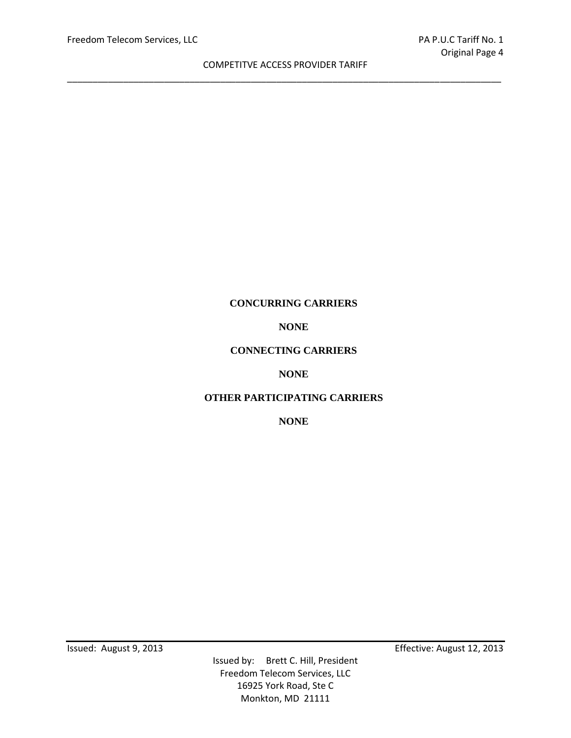**CONCURRING CARRIERS**

**NONE**

**CONNECTING CARRIERS**

**NONE**

**OTHER PARTICIPATING CARRIERS**

**NONE**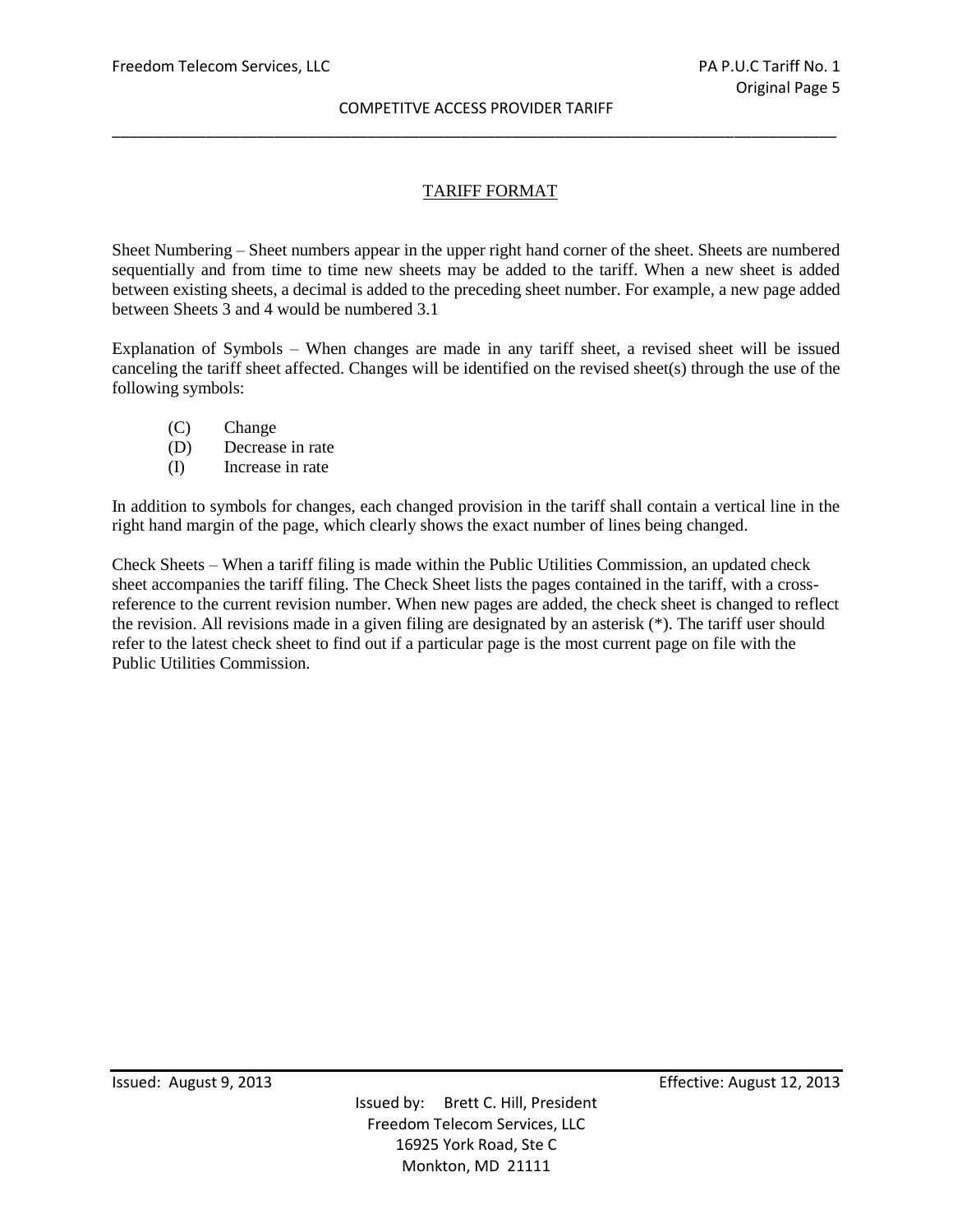## TARIFF FORMAT

Sheet Numbering – Sheet numbers appear in the upper right hand corner of the sheet. Sheets are numbered sequentially and from time to time new sheets may be added to the tariff. When a new sheet is added between existing sheets, a decimal is added to the preceding sheet number. For example, a new page added between Sheets 3 and 4 would be numbered 3.1

Explanation of Symbols – When changes are made in any tariff sheet, a revised sheet will be issued canceling the tariff sheet affected. Changes will be identified on the revised sheet(s) through the use of the following symbols:

- (C) Change
- (D) Decrease in rate
- (I) Increase in rate

In addition to symbols for changes, each changed provision in the tariff shall contain a vertical line in the right hand margin of the page, which clearly shows the exact number of lines being changed.

Check Sheets – When a tariff filing is made within the Public Utilities Commission, an updated check sheet accompanies the tariff filing. The Check Sheet lists the pages contained in the tariff, with a cross-reference to the current revision number. When new pages are added, the check sheet is changed to reflect the revision. All revisions made in a given filing are designated by an asterisk (*). The tariff user should refer to the latest check sheet to find out if a particular page is the most current page on file with the Public Utilities Commission.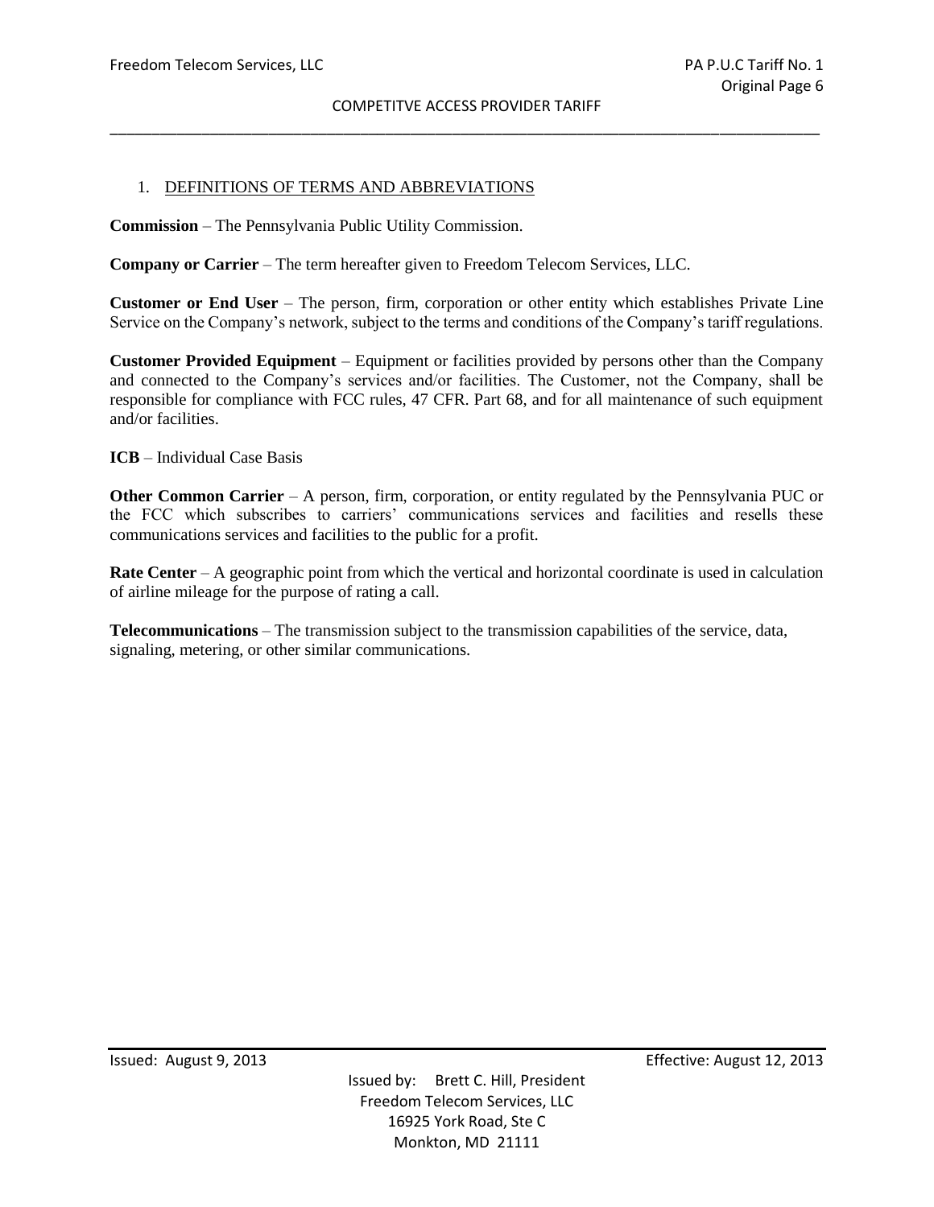## 1. DEFINITIONS OF TERMS AND ABBREVIATIONS

**Commission** – The Pennsylvania Public Utility Commission.

**Company or Carrier** – The term hereafter given to Freedom Telecom Services, LLC.

**Customer or End User** – The person, firm, corporation or other entity which establishes Private Line Service on the Company's network, subject to the terms and conditions of the Company's tariff regulations.

**Customer Provided Equipment** – Equipment or facilities provided by persons other than the Company and connected to the Company's services and/or facilities. The Customer, not the Company, shall be responsible for compliance with FCC rules, 47 CFR. Part 68, and for all maintenance of such equipment and/or facilities.

**ICB** – Individual Case Basis

**Other Common Carrier** – A person, firm, corporation, or entity regulated by the Pennsylvania PUC or the FCC which subscribes to carriers' communications services and facilities and resells these communications services and facilities to the public for a profit.

**Rate Center** – A geographic point from which the vertical and horizontal coordinate is used in calculation of airline mileage for the purpose of rating a call.

**Telecommunications** – The transmission subject to the transmission capabilities of the service, data, signaling, metering, or other similar communications.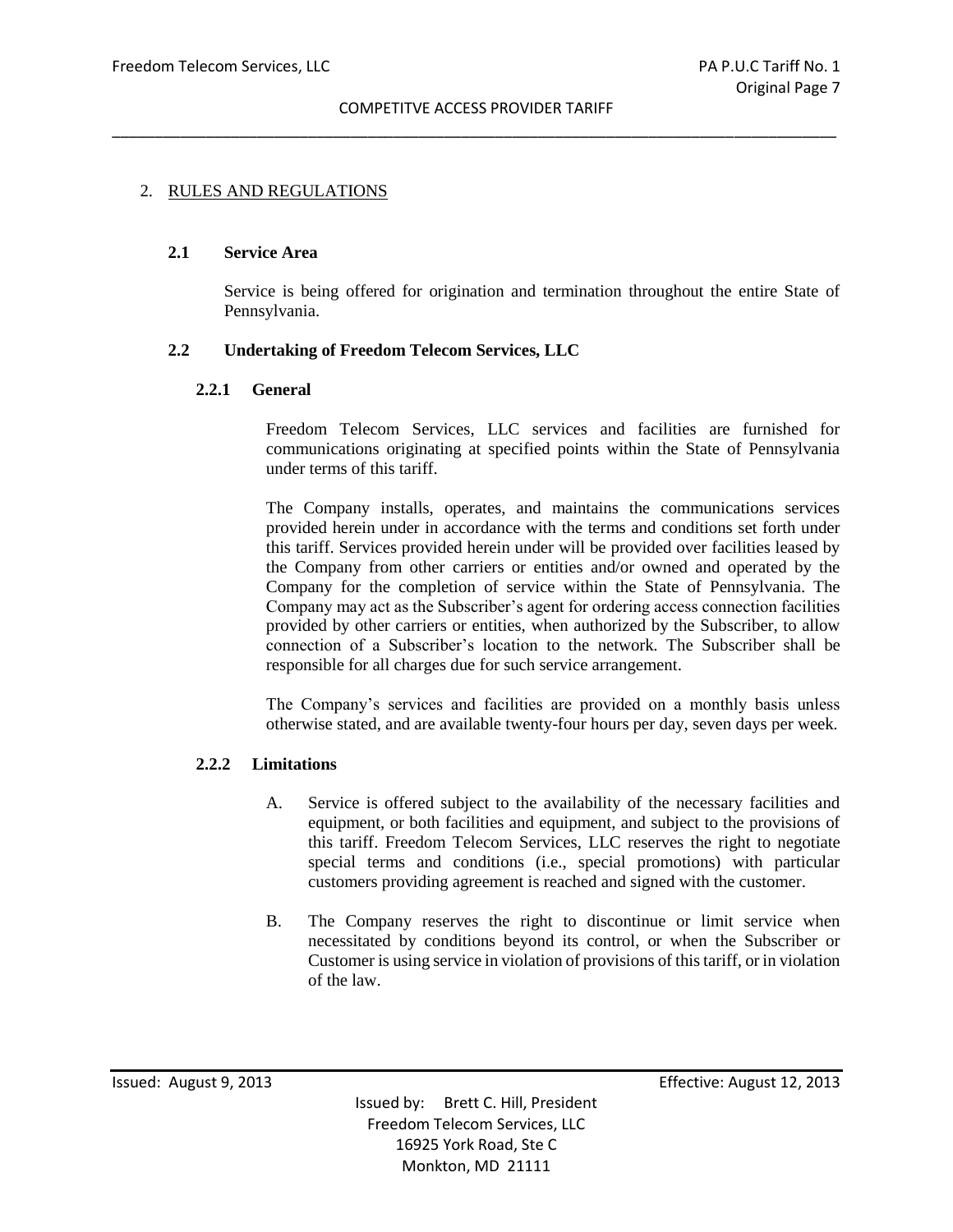## 2. RULES AND REGULATIONS

### 2.1 Service Area

Service is being offered for origination and termination throughout the entire State of Pennsylvania.

### 2.2 Undertaking of Freedom Telecom Services, LLC

#### 2.2.1 General

Freedom Telecom Services, LLC services and facilities are furnished for communications originating at specified points within the State of Pennsylvania under terms of this tariff.

The Company installs, operates, and maintains the communications services provided herein under in accordance with the terms and conditions set forth under this tariff. Services provided herein under will be provided over facilities leased by the Company from other carriers or entities and/or owned and operated by the Company for the completion of service within the State of Pennsylvania. The Company may act as the Subscriber's agent for ordering access connection facilities provided by other carriers or entities, when authorized by the Subscriber, to allow connection of a Subscriber's location to the network. The Subscriber shall be responsible for all charges due for such service arrangement.

The Company's services and facilities are provided on a monthly basis unless otherwise stated, and are available twenty-four hours per day, seven days per week.

#### 2.2.2 Limitations

A. Service is offered subject to the availability of the necessary facilities and equipment, or both facilities and equipment, and subject to the provisions of this tariff. Freedom Telecom Services, LLC reserves the right to negotiate special terms and conditions (i.e., special promotions) with particular customers providing agreement is reached and signed with the customer.

B. The Company reserves the right to discontinue or limit service when necessitated by conditions beyond its control, or when the Subscriber or Customer is using service in violation of provisions of this tariff, or in violation of the law.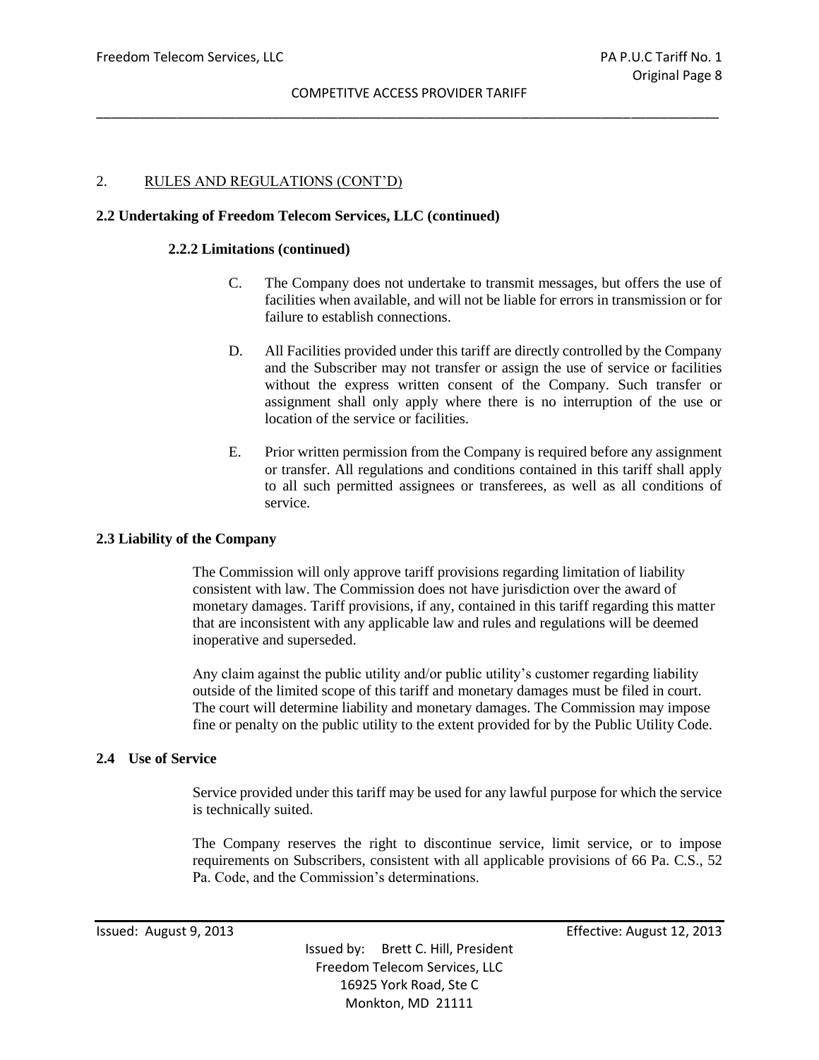## 2. RULES AND REGULATIONS (CONT'D)

### 2.2 Undertaking of Freedom Telecom Services, LLC (continued)

#### 2.2.2 Limitations (continued)

C. The Company does not undertake to transmit messages, but offers the use of facilities when available, and will not be liable for errors in transmission or for failure to establish connections.

D. All Facilities provided under this tariff are directly controlled by the Company and the Subscriber may not transfer or assign the use of service or facilities without the express written consent of the Company. Such transfer or assignment shall only apply where there is no interruption of the use or location of the service or facilities.

E. Prior written permission from the Company is required before any assignment or transfer. All regulations and conditions contained in this tariff shall apply to all such permitted assignees or transferees, as well as all conditions of service.

### 2.3 Liability of the Company

The Commission will only approve tariff provisions regarding limitation of liability consistent with law. The Commission does not have jurisdiction over the award of monetary damages. Tariff provisions, if any, contained in this tariff regarding this matter that are inconsistent with any applicable law and rules and regulations will be deemed inoperative and superseded.

Any claim against the public utility and/or public utility's customer regarding liability outside of the limited scope of this tariff and monetary damages must be filed in court. The court will determine liability and monetary damages. The Commission may impose fine or penalty on the public utility to the extent provided for by the Public Utility Code.

### 2.4 Use of Service

Service provided under this tariff may be used for any lawful purpose for which the service is technically suited.

The Company reserves the right to discontinue service, limit service, or to impose requirements on Subscribers, consistent with all applicable provisions of 66 Pa. C.S., 52 Pa. Code, and the Commission's determinations.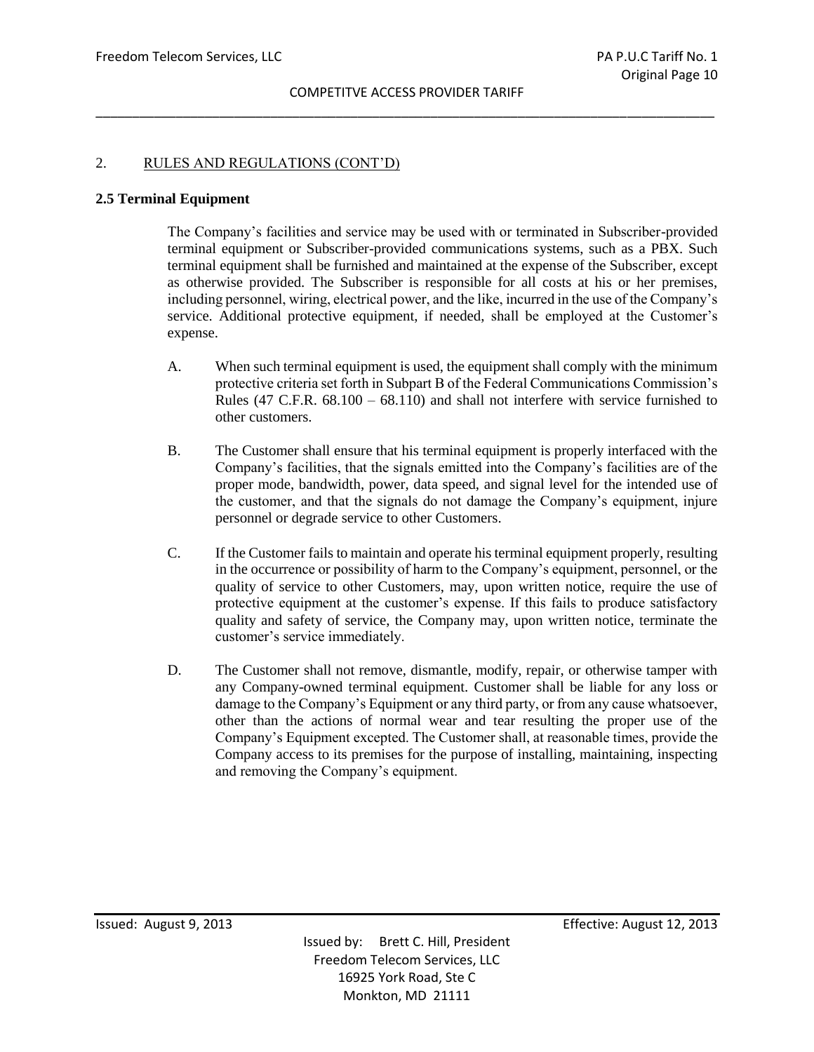## 2. RULES AND REGULATIONS (CONT'D)

### 2.5 Terminal Equipment

The Company's facilities and service may be used with or terminated in Subscriber-provided terminal equipment or Subscriber-provided communications systems, such as a PBX. Such terminal equipment shall be furnished and maintained at the expense of the Subscriber, except as otherwise provided. The Subscriber is responsible for all costs at his or her premises, including personnel, wiring, electrical power, and the like, incurred in the use of the Company's service. Additional protective equipment, if needed, shall be employed at the Customer's expense.

A. When such terminal equipment is used, the equipment shall comply with the minimum protective criteria set forth in Subpart B of the Federal Communications Commission's Rules (47 C.F.R. 68.100 – 68.110) and shall not interfere with service furnished to other customers.

B. The Customer shall ensure that his terminal equipment is properly interfaced with the Company's facilities, that the signals emitted into the Company's facilities are of the proper mode, bandwidth, power, data speed, and signal level for the intended use of the customer, and that the signals do not damage the Company's equipment, injure personnel or degrade service to other Customers.

C. If the Customer fails to maintain and operate his terminal equipment properly, resulting in the occurrence or possibility of harm to the Company's equipment, personnel, or the quality of service to other Customers, may, upon written notice, require the use of protective equipment at the customer's expense. If this fails to produce satisfactory quality and safety of service, the Company may, upon written notice, terminate the customer's service immediately.

D. The Customer shall not remove, dismantle, modify, repair, or otherwise tamper with any Company-owned terminal equipment. Customer shall be liable for any loss or damage to the Company's Equipment or any third party, or from any cause whatsoever, other than the actions of normal wear and tear resulting the proper use of the Company's Equipment excepted. The Customer shall, at reasonable times, provide the Company access to its premises for the purpose of installing, maintaining, inspecting and removing the Company's equipment.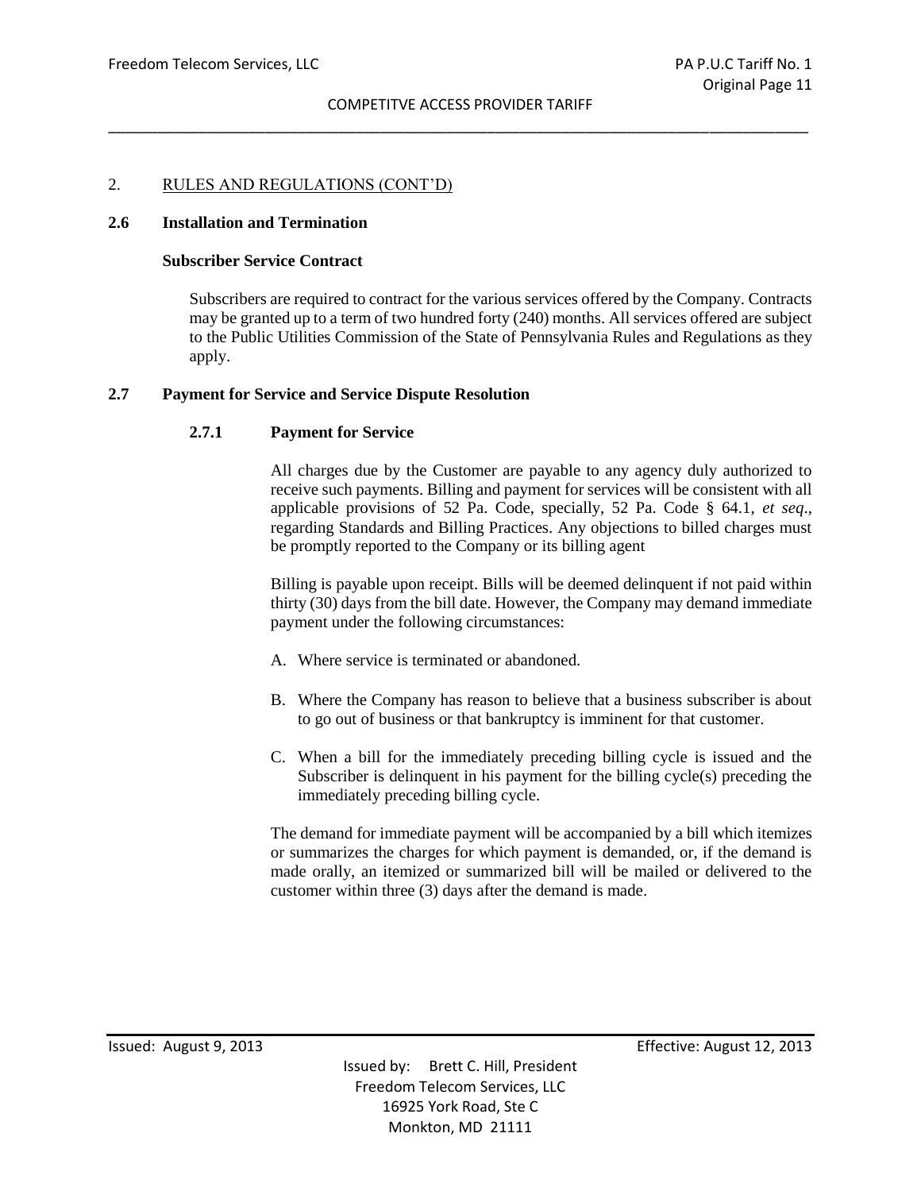2. RULES AND REGULATIONS (CONT'D)

## 2.6 Installation and Termination

**Subscriber Service Contract**

Subscribers are required to contract for the various services offered by the Company. Contracts may be granted up to a term of two hundred forty (240) months. All services offered are subject to the Public Utilities Commission of the State of Pennsylvania Rules and Regulations as they apply.

## 2.7 Payment for Service and Service Dispute Resolution

### 2.7.1 Payment for Service

All charges due by the Customer are payable to any agency duly authorized to receive such payments. Billing and payment for services will be consistent with all applicable provisions of 52 Pa. Code, specially, 52 Pa. Code § 64.1, *et seq*., regarding Standards and Billing Practices. Any objections to billed charges must be promptly reported to the Company or its billing agent

Billing is payable upon receipt. Bills will be deemed delinquent if not paid within thirty (30) days from the bill date. However, the Company may demand immediate payment under the following circumstances:

A. Where service is terminated or abandoned.

B. Where the Company has reason to believe that a business subscriber is about to go out of business or that bankruptcy is imminent for that customer.

C. When a bill for the immediately preceding billing cycle is issued and the Subscriber is delinquent in his payment for the billing cycle(s) preceding the immediately preceding billing cycle.

The demand for immediate payment will be accompanied by a bill which itemizes or summarizes the charges for which payment is demanded, or, if the demand is made orally, an itemized or summarized bill will be mailed or delivered to the customer within three (3) days after the demand is made.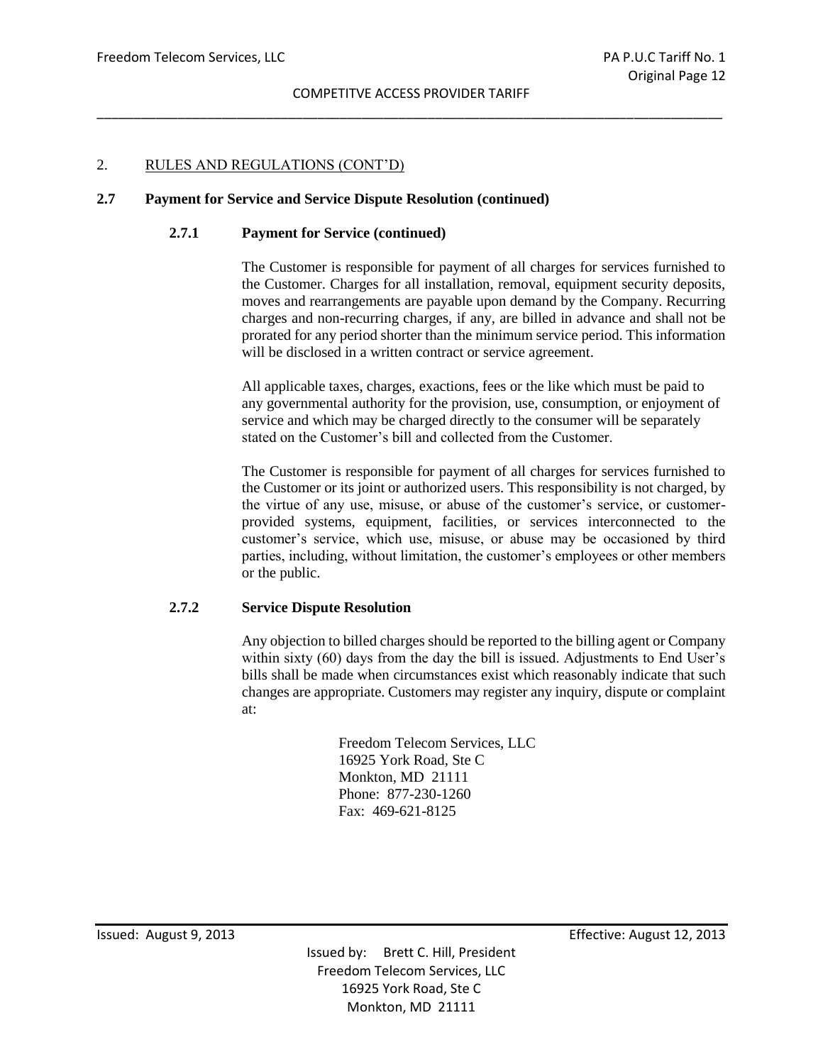## 2. RULES AND REGULATIONS (CONT'D)

### 2.7 Payment for Service and Service Dispute Resolution (continued)

#### 2.7.1 Payment for Service (continued)

The Customer is responsible for payment of all charges for services furnished to the Customer. Charges for all installation, removal, equipment security deposits, moves and rearrangements are payable upon demand by the Company. Recurring charges and non-recurring charges, if any, are billed in advance and shall not be prorated for any period shorter than the minimum service period. This information will be disclosed in a written contract or service agreement.

All applicable taxes, charges, exactions, fees or the like which must be paid to any governmental authority for the provision, use, consumption, or enjoyment of service and which may be charged directly to the consumer will be separately stated on the Customer's bill and collected from the Customer.

The Customer is responsible for payment of all charges for services furnished to the Customer or its joint or authorized users. This responsibility is not charged, by the virtue of any use, misuse, or abuse of the customer's service, or customer-provided systems, equipment, facilities, or services interconnected to the customer's service, which use, misuse, or abuse may be occasioned by third parties, including, without limitation, the customer's employees or other members or the public.

#### 2.7.2 Service Dispute Resolution

Any objection to billed charges should be reported to the billing agent or Company within sixty (60) days from the day the bill is issued. Adjustments to End User's bills shall be made when circumstances exist which reasonably indicate that such changes are appropriate. Customers may register any inquiry, dispute or complaint at:

Freedom Telecom Services, LLC
16925 York Road, Ste C
Monkton, MD 21111
Phone: 877-230-1260
Fax: 469-621-8125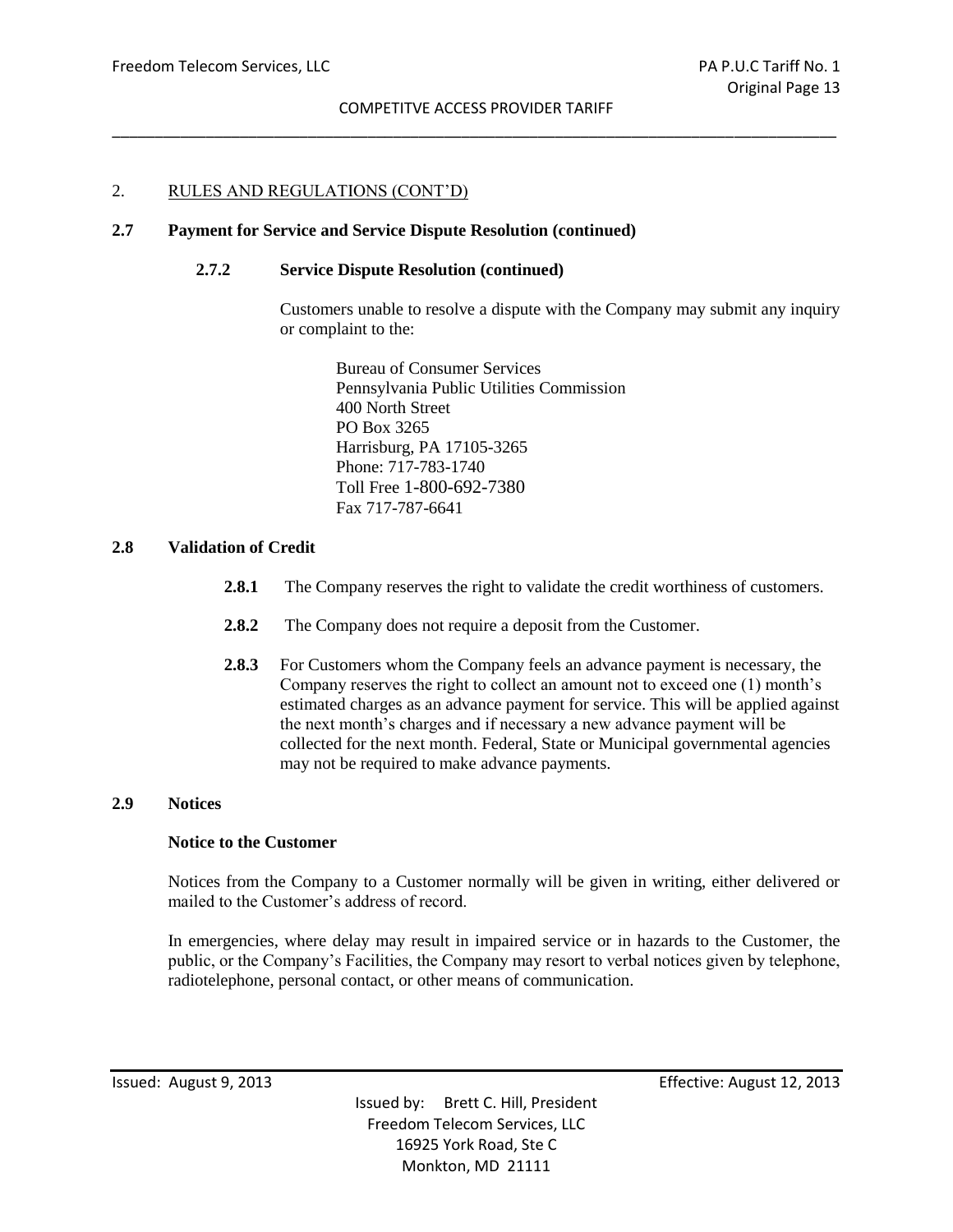## 2. RULES AND REGULATIONS (CONT'D)

### 2.7 Payment for Service and Service Dispute Resolution (continued)

#### 2.7.2 Service Dispute Resolution (continued)

Customers unable to resolve a dispute with the Company may submit any inquiry or complaint to the:

Bureau of Consumer Services
Pennsylvania Public Utilities Commission
400 North Street
PO Box 3265
Harrisburg, PA 17105-3265
Phone: 717-783-1740
Toll Free 1-800-692-7380
Fax 717-787-6641

### 2.8 Validation of Credit

**2.8.1** The Company reserves the right to validate the credit worthiness of customers.

**2.8.2** The Company does not require a deposit from the Customer.

**2.8.3** For Customers whom the Company feels an advance payment is necessary, the Company reserves the right to collect an amount not to exceed one (1) month's estimated charges as an advance payment for service. This will be applied against the next month's charges and if necessary a new advance payment will be collected for the next month. Federal, State or Municipal governmental agencies may not be required to make advance payments.

### 2.9 Notices

**Notice to the Customer**

Notices from the Company to a Customer normally will be given in writing, either delivered or mailed to the Customer's address of record.

In emergencies, where delay may result in impaired service or in hazards to the Customer, the public, or the Company's Facilities, the Company may resort to verbal notices given by telephone, radiotelephone, personal contact, or other means of communication.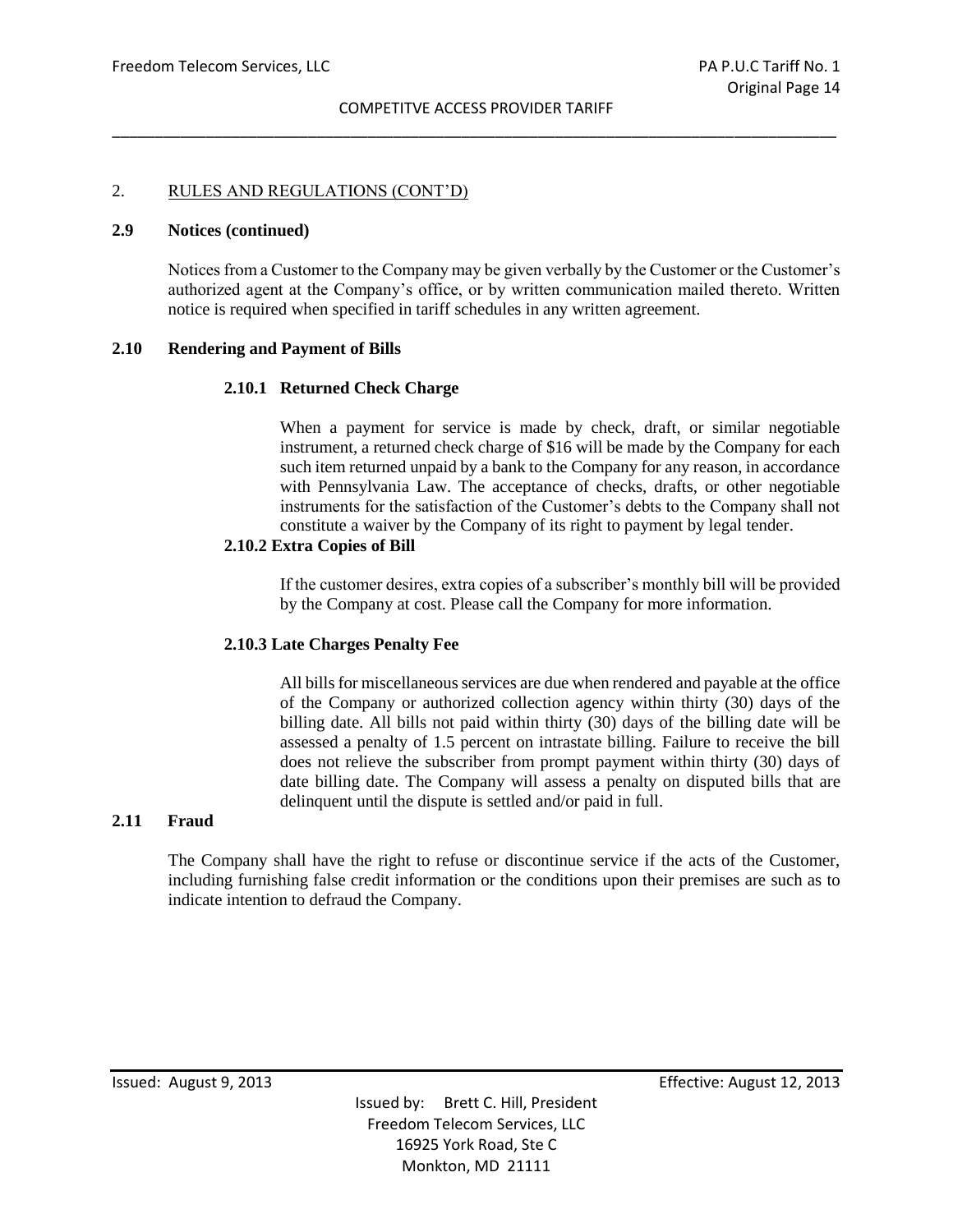## 2. RULES AND REGULATIONS (CONT'D)

### 2.9 Notices (continued)

Notices from a Customer to the Company may be given verbally by the Customer or the Customer's authorized agent at the Company's office, or by written communication mailed thereto. Written notice is required when specified in tariff schedules in any written agreement.

### 2.10 Rendering and Payment of Bills

#### 2.10.1 Returned Check Charge

When a payment for service is made by check, draft, or similar negotiable instrument, a returned check charge of $16 will be made by the Company for each such item returned unpaid by a bank to the Company for any reason, in accordance with Pennsylvania Law. The acceptance of checks, drafts, or other negotiable instruments for the satisfaction of the Customer's debts to the Company shall not constitute a waiver by the Company of its right to payment by legal tender.

#### 2.10.2 Extra Copies of Bill

If the customer desires, extra copies of a subscriber's monthly bill will be provided by the Company at cost. Please call the Company for more information.

#### 2.10.3 Late Charges Penalty Fee

All bills for miscellaneous services are due when rendered and payable at the office of the Company or authorized collection agency within thirty (30) days of the billing date. All bills not paid within thirty (30) days of the billing date will be assessed a penalty of 1.5 percent on intrastate billing. Failure to receive the bill does not relieve the subscriber from prompt payment within thirty (30) days of date billing date. The Company will assess a penalty on disputed bills that are delinquent until the dispute is settled and/or paid in full.

### 2.11 Fraud

The Company shall have the right to refuse or discontinue service if the acts of the Customer, including furnishing false credit information or the conditions upon their premises are such as to indicate intention to defraud the Company.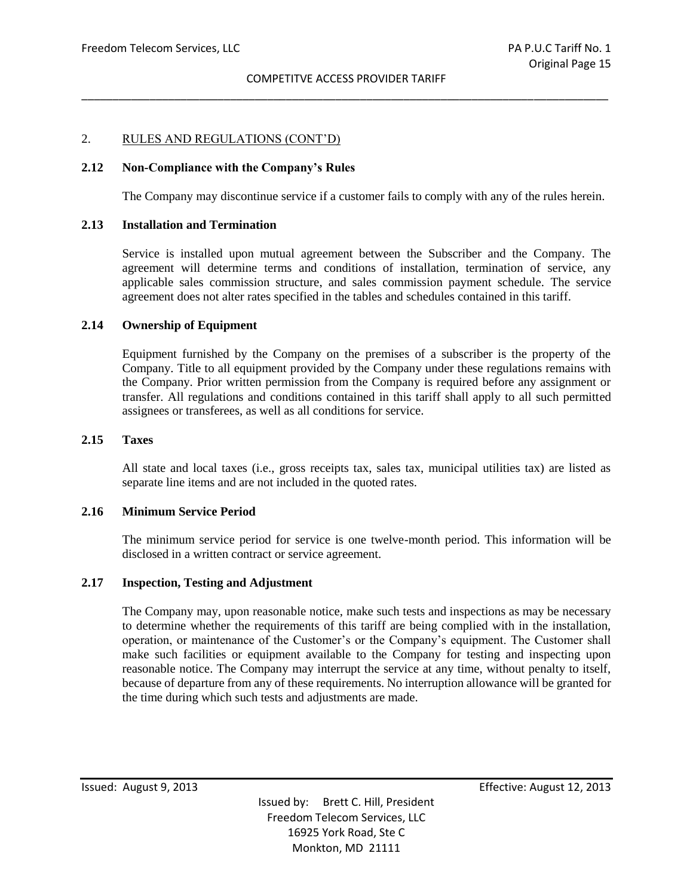## 2. RULES AND REGULATIONS (CONT'D)

### 2.12 Non-Compliance with the Company's Rules

The Company may discontinue service if a customer fails to comply with any of the rules herein.

### 2.13 Installation and Termination

Service is installed upon mutual agreement between the Subscriber and the Company. The agreement will determine terms and conditions of installation, termination of service, any applicable sales commission structure, and sales commission payment schedule. The service agreement does not alter rates specified in the tables and schedules contained in this tariff.

### 2.14 Ownership of Equipment

Equipment furnished by the Company on the premises of a subscriber is the property of the Company. Title to all equipment provided by the Company under these regulations remains with the Company. Prior written permission from the Company is required before any assignment or transfer. All regulations and conditions contained in this tariff shall apply to all such permitted assignees or transferees, as well as all conditions for service.

### 2.15 Taxes

All state and local taxes (i.e., gross receipts tax, sales tax, municipal utilities tax) are listed as separate line items and are not included in the quoted rates.

### 2.16 Minimum Service Period

The minimum service period for service is one twelve-month period. This information will be disclosed in a written contract or service agreement.

### 2.17 Inspection, Testing and Adjustment

The Company may, upon reasonable notice, make such tests and inspections as may be necessary to determine whether the requirements of this tariff are being complied with in the installation, operation, or maintenance of the Customer's or the Company's equipment. The Customer shall make such facilities or equipment available to the Company for testing and inspecting upon reasonable notice. The Company may interrupt the service at any time, without penalty to itself, because of departure from any of these requirements. No interruption allowance will be granted for the time during which such tests and adjustments are made.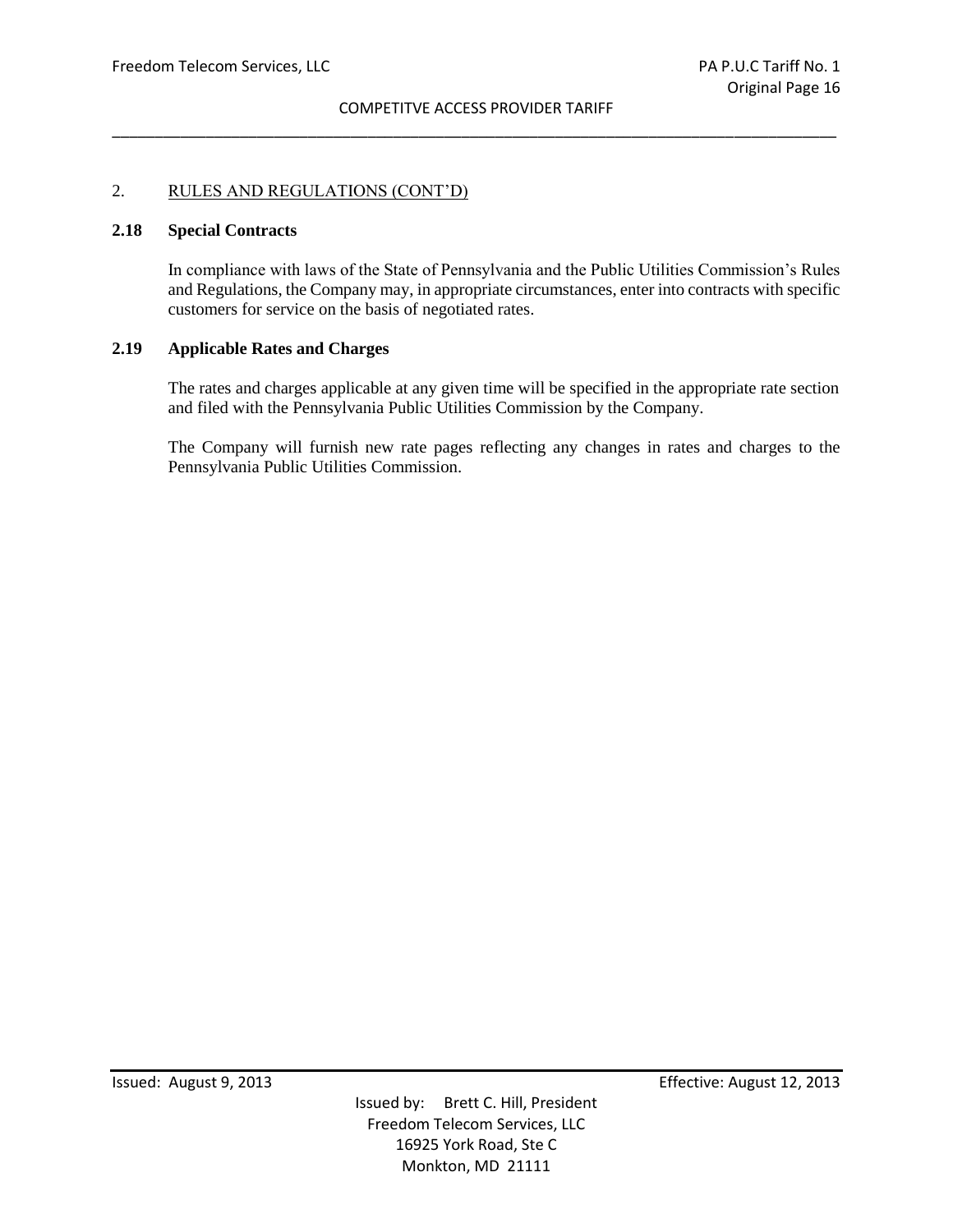## 2. RULES AND REGULATIONS (CONT'D)

### 2.18 Special Contracts

In compliance with laws of the State of Pennsylvania and the Public Utilities Commission's Rules and Regulations, the Company may, in appropriate circumstances, enter into contracts with specific customers for service on the basis of negotiated rates.

### 2.19 Applicable Rates and Charges

The rates and charges applicable at any given time will be specified in the appropriate rate section and filed with the Pennsylvania Public Utilities Commission by the Company.

The Company will furnish new rate pages reflecting any changes in rates and charges to the Pennsylvania Public Utilities Commission.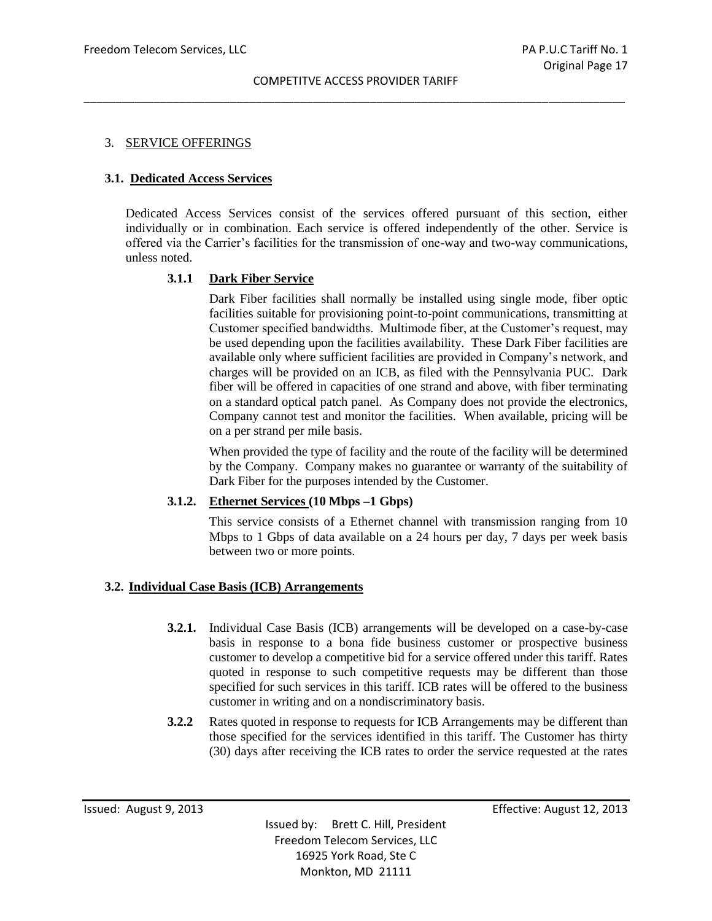## 3. SERVICE OFFERINGS

### 3.1. Dedicated Access Services

Dedicated Access Services consist of the services offered pursuant of this section, either individually or in combination. Each service is offered independently of the other. Service is offered via the Carrier's facilities for the transmission of one-way and two-way communications, unless noted.

#### 3.1.1 Dark Fiber Service

Dark Fiber facilities shall normally be installed using single mode, fiber optic facilities suitable for provisioning point-to-point communications, transmitting at Customer specified bandwidths. Multimode fiber, at the Customer's request, may be used depending upon the facilities availability. These Dark Fiber facilities are available only where sufficient facilities are provided in Company's network, and charges will be provided on an ICB, as filed with the Pennsylvania PUC. Dark fiber will be offered in capacities of one strand and above, with fiber terminating on a standard optical patch panel. As Company does not provide the electronics, Company cannot test and monitor the facilities. When available, pricing will be on a per strand per mile basis.

When provided the type of facility and the route of the facility will be determined by the Company. Company makes no guarantee or warranty of the suitability of Dark Fiber for the purposes intended by the Customer.

#### 3.1.2. Ethernet Services (10 Mbps –1 Gbps)

This service consists of a Ethernet channel with transmission ranging from 10 Mbps to 1 Gbps of data available on a 24 hours per day, 7 days per week basis between two or more points.

### 3.2. Individual Case Basis (ICB) Arrangements

**3.2.1.** Individual Case Basis (ICB) arrangements will be developed on a case-by-case basis in response to a bona fide business customer or prospective business customer to develop a competitive bid for a service offered under this tariff. Rates quoted in response to such competitive requests may be different than those specified for such services in this tariff. ICB rates will be offered to the business customer in writing and on a nondiscriminatory basis.

**3.2.2** Rates quoted in response to requests for ICB Arrangements may be different than those specified for the services identified in this tariff. The Customer has thirty (30) days after receiving the ICB rates to order the service requested at the rates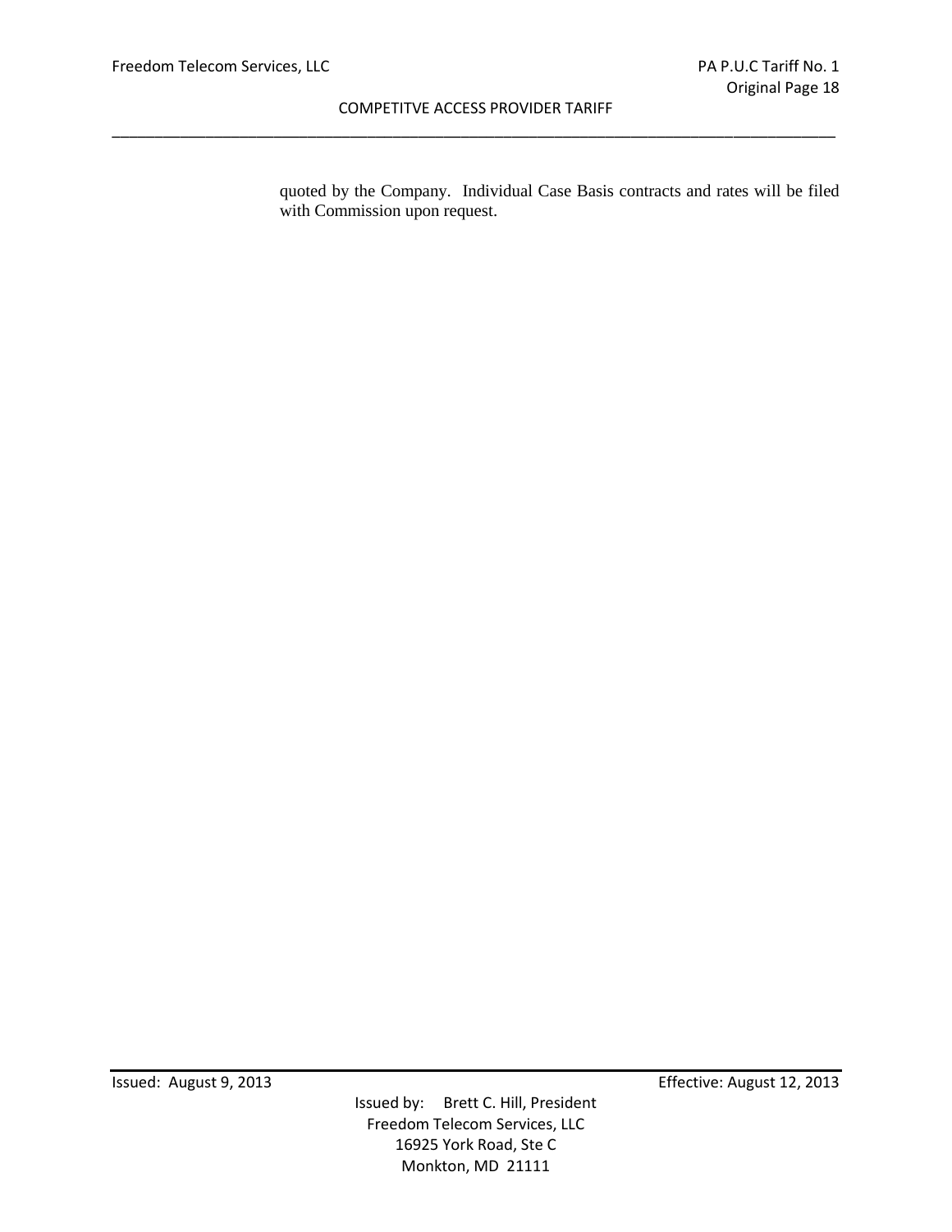quoted by the Company. Individual Case Basis contracts and rates will be filed with Commission upon request.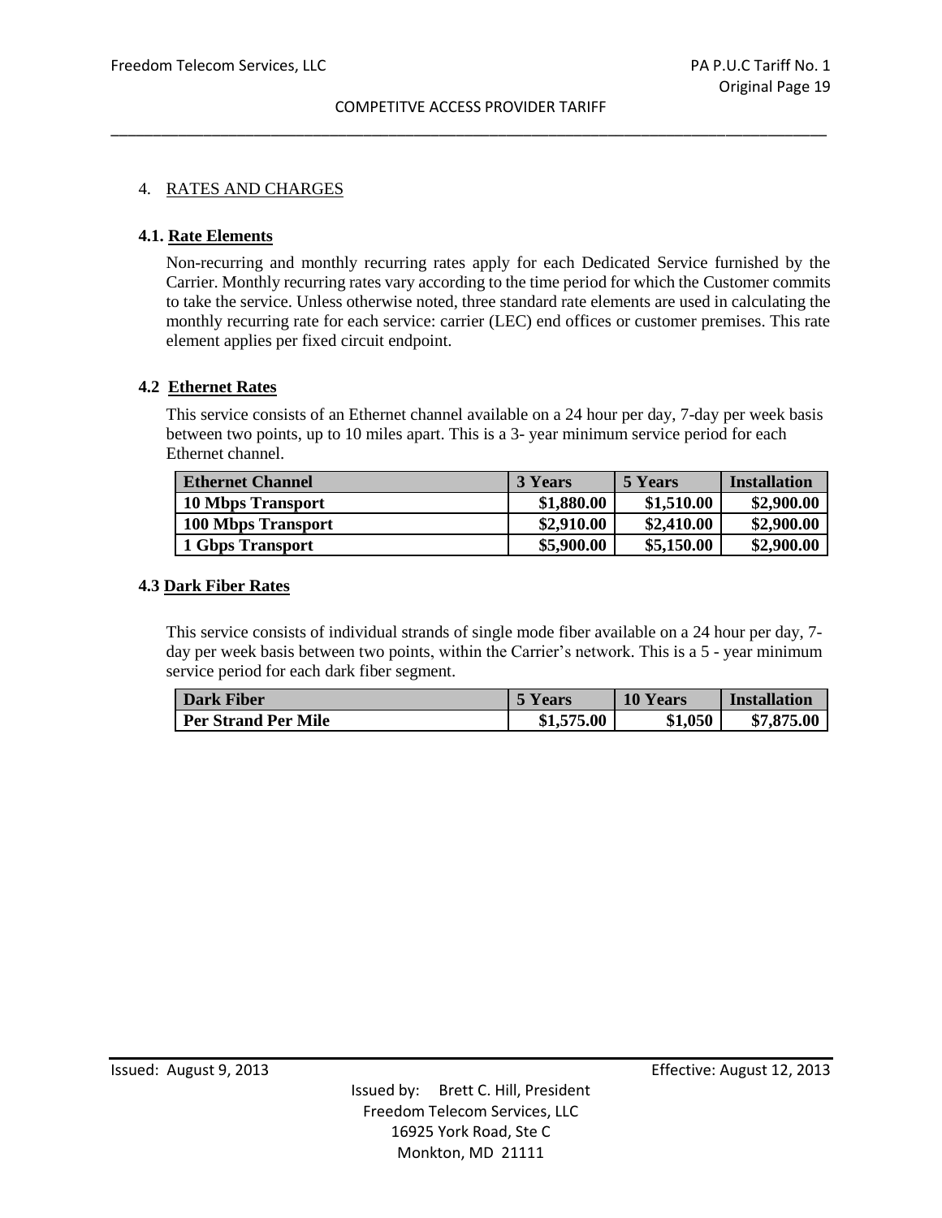# 4. RATES AND CHARGES

## 4.1. Rate Elements

Non-recurring and monthly recurring rates apply for each Dedicated Service furnished by the Carrier. Monthly recurring rates vary according to the time period for which the Customer commits to take the service. Unless otherwise noted, three standard rate elements are used in calculating the monthly recurring rate for each service: carrier (LEC) end offices or customer premises. This rate element applies per fixed circuit endpoint.

## 4.2 Ethernet Rates

This service consists of an Ethernet channel available on a 24 hour per day, 7-day per week basis between two points, up to 10 miles apart. This is a 3- year minimum service period for each Ethernet channel.

| Ethernet Channel | 3 Years | 5 Years | Installation |
|---|---|---|---|
| 10 Mbps Transport | $1,880.00 | $1,510.00 | $2,900.00 |
| 100 Mbps Transport | $2,910.00 | $2,410.00 | $2,900.00 |
| 1 Gbps Transport | $5,900.00 | $5,150.00 | $2,900.00 |

## 4.3 Dark Fiber Rates

This service consists of individual strands of single mode fiber available on a 24 hour per day, 7-day per week basis between two points, within the Carrier's network. This is a 5 - year minimum service period for each dark fiber segment.

| Dark Fiber | 5 Years | 10 Years | Installation |
|---|---|---|---|
| Per Strand Per Mile | $1,575.00 | $1,050 | $7,875.00 |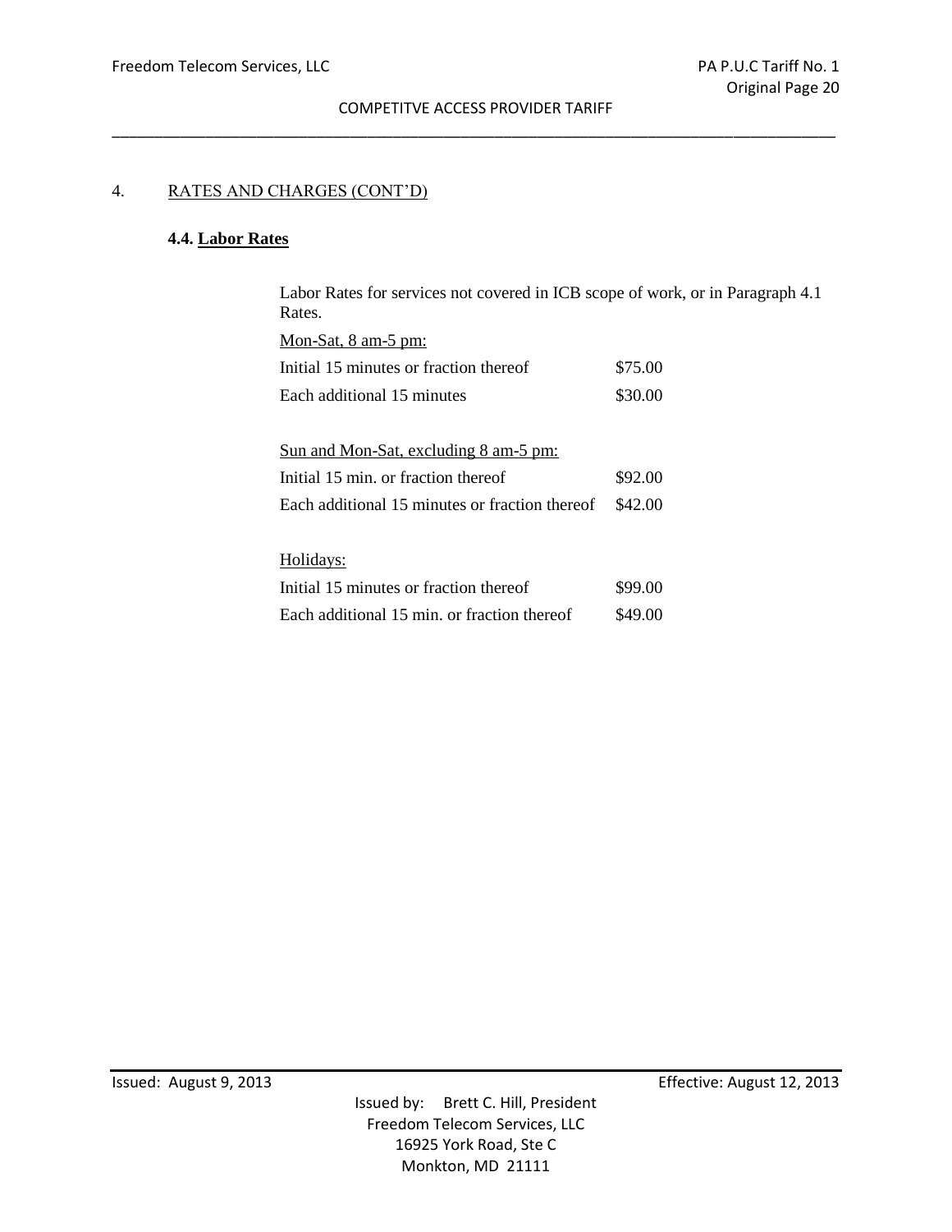4. RATES AND CHARGES (CONT'D)

**4.4. Labor Rates**

Labor Rates for services not covered in ICB scope of work, or in Paragraph 4.1 Rates.

Mon-Sat, 8 am-5 pm:

| | |
|---|---|
| Initial 15 minutes or fraction thereof | $75.00 |
| Each additional 15 minutes | $30.00 |

Sun and Mon-Sat, excluding 8 am-5 pm:

| | |
|---|---|
| Initial 15 min. or fraction thereof | $92.00 |
| Each additional 15 minutes or fraction thereof | $42.00 |

Holidays:

| | |
|---|---|
| Initial 15 minutes or fraction thereof | $99.00 |
| Each additional 15 min. or fraction thereof | $49.00 |